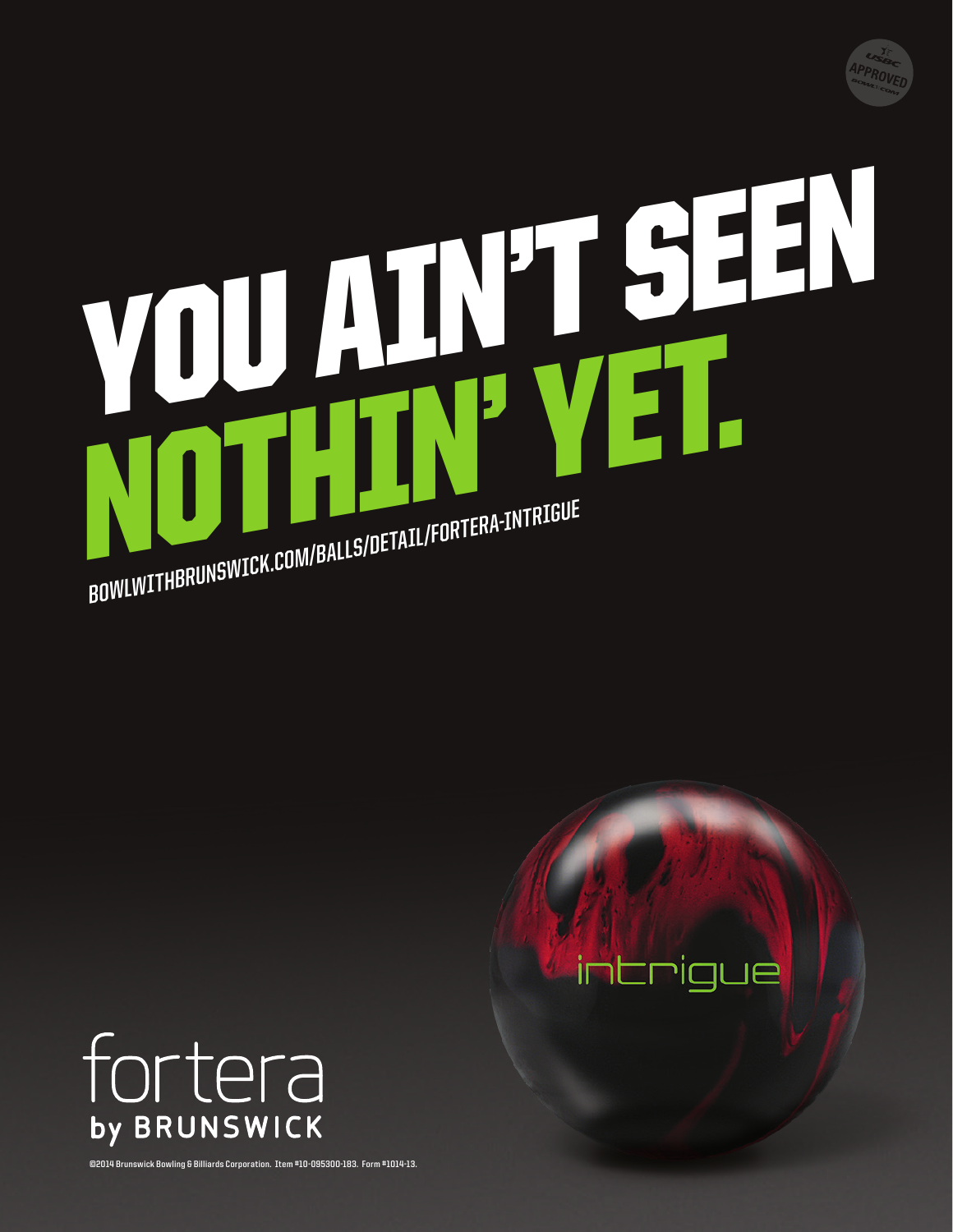# YOU AIN'T SEEN NOTHIN' YET.

BOWLWITHBRUNSWICK.COM/BALLS/DETAIL/FORTERA-INTRIGUE

USBC APPROVED BOWL.COM

intrigue

fortera
by BRUNSWICK

©2014 Brunswick Bowling & Billiards Corporation. Item #10-095300-183. Form #1014-13.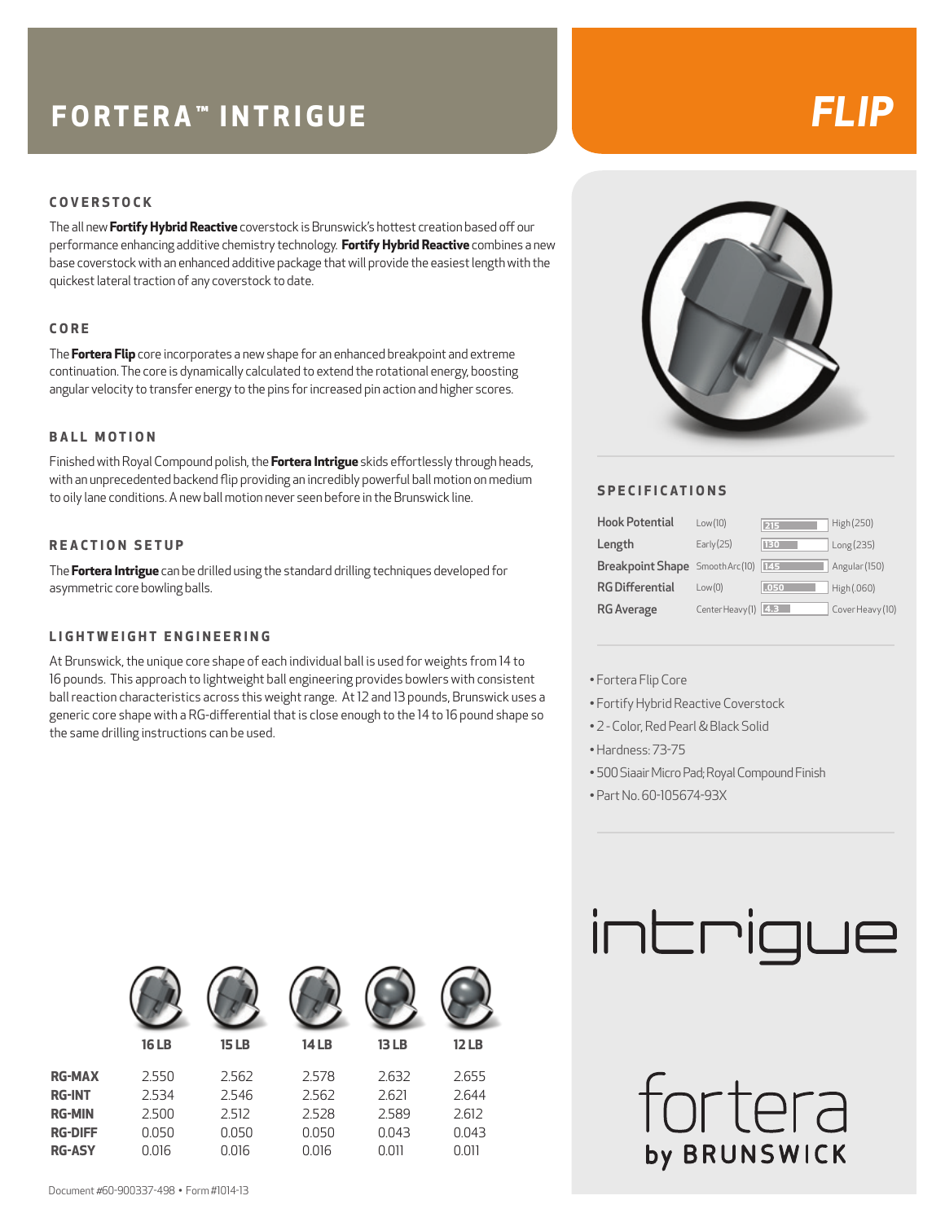# FORTERA™ INTRIGUE

## FLIP

### COVERSTOCK

The all new **Fortify Hybrid Reactive** coverstock is Brunswick's hottest creation based off our performance enhancing additive chemistry technology. **Fortify Hybrid Reactive** combines a new base coverstock with an enhanced additive package that will provide the easiest length with the quickest lateral traction of any coverstock to date.

### CORE

The **Fortera Flip** core incorporates a new shape for an enhanced breakpoint and extreme continuation. The core is dynamically calculated to extend the rotational energy, boosting angular velocity to transfer energy to the pins for increased pin action and higher scores.

### BALL MOTION

Finished with Royal Compound polish, the **Fortera Intrigue** skids effortlessly through heads, with an unprecedented backend flip providing an incredibly powerful ball motion on medium to oily lane conditions. A new ball motion never seen before in the Brunswick line.

### REACTION SETUP

The **Fortera Intrigue** can be drilled using the standard drilling techniques developed for asymmetric core bowling balls.

### LIGHTWEIGHT ENGINEERING

At Brunswick, the unique core shape of each individual ball is used for weights from 14 to 16 pounds. This approach to lightweight ball engineering provides bowlers with consistent ball reaction characteristics across this weight range. At 12 and 13 pounds, Brunswick uses a generic core shape with a RG-differential that is close enough to the 14 to 16 pound shape so the same drilling instructions can be used.

### SPECIFICATIONS

| | | | |
|---|---|---|---|
| Hook Potential | Low (10) | 215 | High (250) |
| Length | Early (25) | 130 | Long (235) |
| Breakpoint Shape | Smooth Arc (10) | 145 | Angular (150) |
| RG Differential | Low (0) | .050 | High (.060) |
| RG Average | Center Heavy (1) | 4.3 | Cover Heavy (10) |

- Fortera Flip Core
- Fortify Hybrid Reactive Coverstock
- 2 - Color, Red Pearl & Black Solid
- Hardness: 73-75
- 500 Siaair Micro Pad; Royal Compound Finish
- Part No. 60-105674-93X

| | 16 LB | 15 LB | 14 LB | 13 LB | 12 LB |
|---|---|---|---|---|---|
| RG-MAX | 2.550 | 2.562 | 2.578 | 2.632 | 2.655 |
| RG-INT | 2.534 | 2.546 | 2.562 | 2.621 | 2.644 |
| RG-MIN | 2.500 | 2.512 | 2.528 | 2.589 | 2.612 |
| RG-DIFF | 0.050 | 0.050 | 0.050 | 0.043 | 0.043 |
| RG-ASY | 0.016 | 0.016 | 0.016 | 0.011 | 0.011 |

intrigue

fortera by BRUNSWICK

Document #60-900337-498 • Form #1014-13